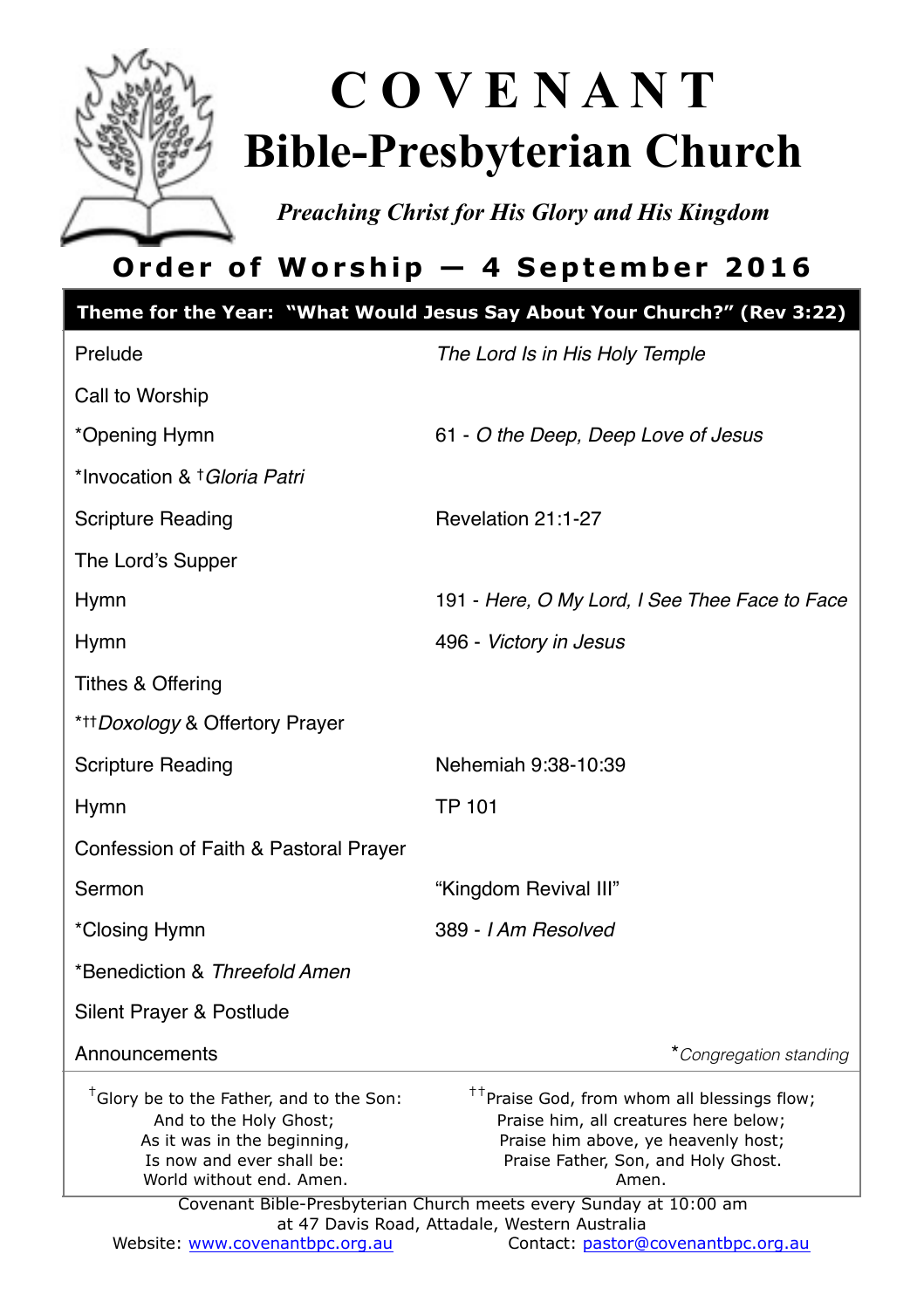# COVENANT
# Bible-Presbyterian Church

*Preaching Christ for His Glory and His Kingdom*

## Order of Worship — 4 September 2016

**Theme for the Year: "What Would Jesus Say About Your Church?" (Rev 3:22)**

| | |
|---|---|
| Prelude | *The Lord Is in His Holy Temple* |
| Call to Worship | |
| *Opening Hymn | 61 - *O the Deep, Deep Love of Jesus* |
| *Invocation & †*Gloria Patri* | |
| Scripture Reading | Revelation 21:1-27 |
| The Lord's Supper | |
| Hymn | 191 - *Here, O My Lord, I See Thee Face to Face* |
| Hymn | 496 - *Victory in Jesus* |
| Tithes & Offering | |
| *††*Doxology* & Offertory Prayer | |
| Scripture Reading | Nehemiah 9:38-10:39 |
| Hymn | TP 101 |
| Confession of Faith & Pastoral Prayer | |
| Sermon | "Kingdom Revival III" |
| *Closing Hymn | 389 - *I Am Resolved* |
| *Benediction & *Threefold Amen* | |
| Silent Prayer & Postlude | |
| Announcements | **Congregation standing* |

†Glory be to the Father, and to the Son:
And to the Holy Ghost;
As it was in the beginning,
Is now and ever shall be:
World without end. Amen.

††Praise God, from whom all blessings flow;
Praise him, all creatures here below;
Praise him above, ye heavenly host;
Praise Father, Son, and Holy Ghost.
Amen.

Covenant Bible-Presbyterian Church meets every Sunday at 10:00 am
at 47 Davis Road, Attadale, Western Australia

Website: www.covenantbpc.org.au Contact: pastor@covenantbpc.org.au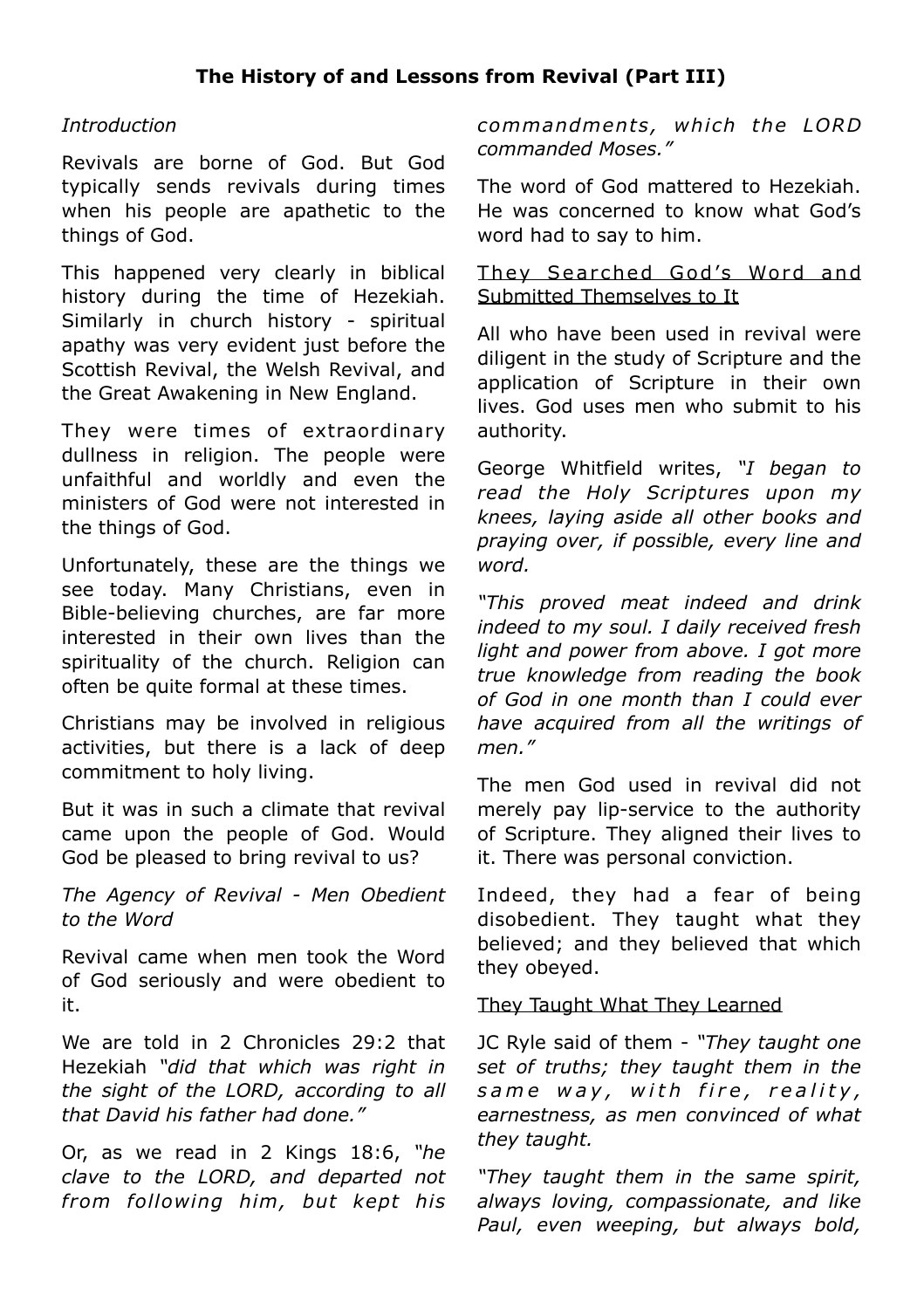**The History of and Lessons from Revival (Part III)**

*Introduction*

Revivals are borne of God. But God typically sends revivals during times when his people are apathetic to the things of God.

This happened very clearly in biblical history during the time of Hezekiah. Similarly in church history - spiritual apathy was very evident just before the Scottish Revival, the Welsh Revival, and the Great Awakening in New England.

They were times of extraordinary dullness in religion. The people were unfaithful and worldly and even the ministers of God were not interested in the things of God.

Unfortunately, these are the things we see today. Many Christians, even in Bible-believing churches, are far more interested in their own lives than the spirituality of the church. Religion can often be quite formal at these times.

Christians may be involved in religious activities, but there is a lack of deep commitment to holy living.

But it was in such a climate that revival came upon the people of God. Would God be pleased to bring revival to us?

*The Agency of Revival - Men Obedient to the Word*

Revival came when men took the Word of God seriously and were obedient to it.

We are told in 2 Chronicles 29:2 that Hezekiah *"did that which was right in the sight of the LORD, according to all that David his father had done."*

Or, as we read in 2 Kings 18:6, *"he clave to the LORD, and departed not from following him, but kept his commandments, which the LORD commanded Moses."*

The word of God mattered to Hezekiah. He was concerned to know what God's word had to say to him.

<u>They Searched God's Word and Submitted Themselves to It</u>

All who have been used in revival were diligent in the study of Scripture and the application of Scripture in their own lives. God uses men who submit to his authority.

George Whitfield writes, *"I began to read the Holy Scriptures upon my knees, laying aside all other books and praying over, if possible, every line and word.*

*"This proved meat indeed and drink indeed to my soul. I daily received fresh light and power from above. I got more true knowledge from reading the book of God in one month than I could ever have acquired from all the writings of men."*

The men God used in revival did not merely pay lip-service to the authority of Scripture. They aligned their lives to it. There was personal conviction.

Indeed, they had a fear of being disobedient. They taught what they believed; and they believed that which they obeyed.

<u>They Taught What They Learned</u>

JC Ryle said of them - *"They taught one set of truths; they taught them in the same way, with fire, reality, earnestness, as men convinced of what they taught.*

*"They taught them in the same spirit, always loving, compassionate, and like Paul, even weeping, but always bold,*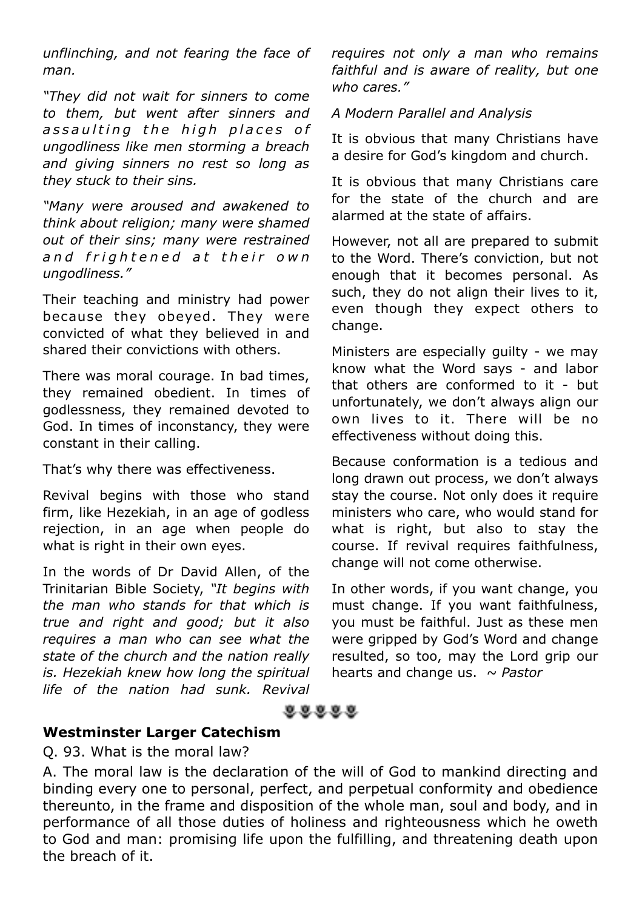*unflinching, and not fearing the face of man.*

*"They did not wait for sinners to come to them, but went after sinners and assaulting the high places of ungodliness like men storming a breach and giving sinners no rest so long as they stuck to their sins.*

*"Many were aroused and awakened to think about religion; many were shamed out of their sins; many were restrained and frightened at their own ungodliness."*

Their teaching and ministry had power because they obeyed. They were convicted of what they believed in and shared their convictions with others.

There was moral courage. In bad times, they remained obedient. In times of godlessness, they remained devoted to God. In times of inconstancy, they were constant in their calling.

That's why there was effectiveness.

Revival begins with those who stand firm, like Hezekiah, in an age of godless rejection, in an age when people do what is right in their own eyes.

In the words of Dr David Allen, of the Trinitarian Bible Society, *"It begins with the man who stands for that which is true and right and good; but it also requires a man who can see what the state of the church and the nation really is. Hezekiah knew how long the spiritual life of the nation had sunk. Revival requires not only a man who remains faithful and is aware of reality, but one who cares."*

*A Modern Parallel and Analysis*

It is obvious that many Christians have a desire for God's kingdom and church.

It is obvious that many Christians care for the state of the church and are alarmed at the state of affairs.

However, not all are prepared to submit to the Word. There's conviction, but not enough that it becomes personal. As such, they do not align their lives to it, even though they expect others to change.

Ministers are especially guilty - we may know what the Word says - and labor that others are conformed to it - but unfortunately, we don't always align our own lives to it. There will be no effectiveness without doing this.

Because conformation is a tedious and long drawn out process, we don't always stay the course. Not only does it require ministers who care, who would stand for what is right, but also to stay the course. If revival requires faithfulness, change will not come otherwise.

In other words, if you want change, you must change. If you want faithfulness, you must be faithful. Just as these men were gripped by God's Word and change resulted, so too, may the Lord grip our hearts and change us. ~ *Pastor*

**Westminster Larger Catechism**

Q. 93. What is the moral law?

A. The moral law is the declaration of the will of God to mankind directing and binding every one to personal, perfect, and perpetual conformity and obedience thereunto, in the frame and disposition of the whole man, soul and body, and in performance of all those duties of holiness and righteousness which he oweth to God and man: promising life upon the fulfilling, and threatening death upon the breach of it.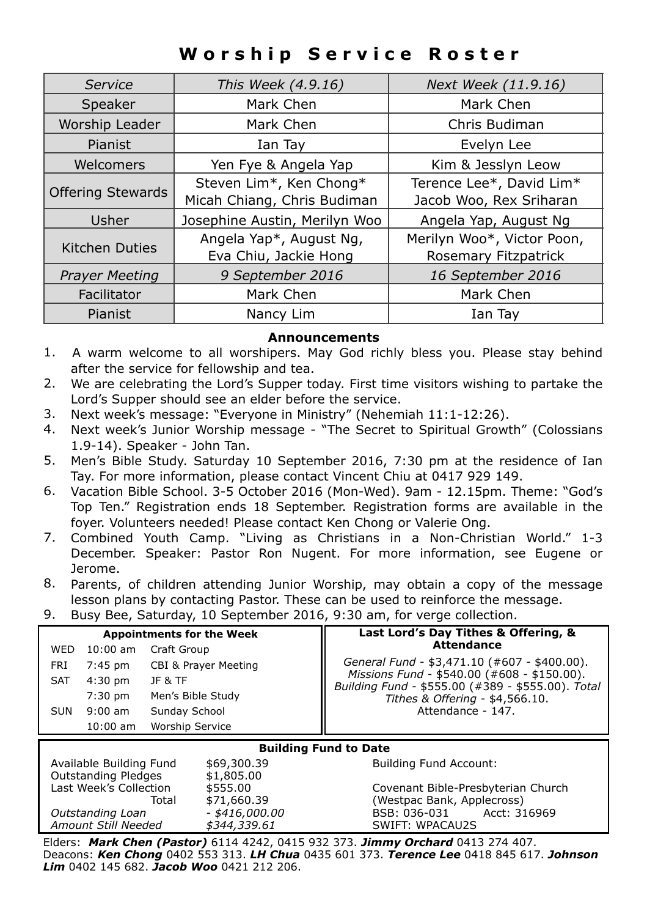# Worship Service Roster

| *Service* | *This Week (4.9.16)* | *Next Week (11.9.16)* |
|---|---|---|
| Speaker | Mark Chen | Mark Chen |
| Worship Leader | Mark Chen | Chris Budiman |
| Pianist | Ian Tay | Evelyn Lee |
| Welcomers | Yen Fye & Angela Yap | Kim & Jesslyn Leow |
| Offering Stewards | Steven Lim*, Ken Chong* Micah Chiang, Chris Budiman | Terence Lee*, David Lim* Jacob Woo, Rex Sriharan |
| Usher | Josephine Austin, Merilyn Woo | Angela Yap, August Ng |
| Kitchen Duties | Angela Yap*, August Ng, Eva Chiu, Jackie Hong | Merilyn Woo*, Victor Poon, Rosemary Fitzpatrick |
| *Prayer Meeting* | *9 September 2016* | *16 September 2016* |
| Facilitator | Mark Chen | Mark Chen |
| Pianist | Nancy Lim | Ian Tay |

## Announcements

1. A warm welcome to all worshipers. May God richly bless you. Please stay behind after the service for fellowship and tea.
2. We are celebrating the Lord's Supper today. First time visitors wishing to partake the Lord's Supper should see an elder before the service.
3. Next week's message: "Everyone in Ministry" (Nehemiah 11:1-12:26).
4. Next week's Junior Worship message - "The Secret to Spiritual Growth" (Colossians 1.9-14). Speaker - John Tan.
5. Men's Bible Study. Saturday 10 September 2016, 7:30 pm at the residence of Ian Tay. For more information, please contact Vincent Chiu at 0417 929 149.
6. Vacation Bible School. 3-5 October 2016 (Mon-Wed). 9am - 12.15pm. Theme: "God's Top Ten." Registration ends 18 September. Registration forms are available in the foyer. Volunteers needed! Please contact Ken Chong or Valerie Ong.
7. Combined Youth Camp. "Living as Christians in a Non-Christian World." 1-3 December. Speaker: Pastor Ron Nugent. For more information, see Eugene or Jerome.
8. Parents, of children attending Junior Worship, may obtain a copy of the message lesson plans by contacting Pastor. These can be used to reinforce the message.
9. Busy Bee, Saturday, 10 September 2016, 9:30 am, for verge collection.

### Appointments for the Week

| | | |
|---|---|---|
| WED | 10:00 am | Craft Group |
| FRI | 7:45 pm | CBI & Prayer Meeting |
| SAT | 4:30 pm | JF & TF |
| | 7:30 pm | Men's Bible Study |
| SUN | 9:00 am | Sunday School |
| | 10:00 am | Worship Service |

### Last Lord's Day Tithes & Offering, & Attendance

*General Fund* - $3,471.10 (#607 - $400.00). *Missions Fund* - $540.00 (#608 - $150.00). *Building Fund* - $555.00 (#389 - $555.00). *Total Tithes & Offering* - $4,566.10.
Attendance - 147.

### Building Fund to Date

| | |
|---|---|
| Available Building Fund | $69,300.39 |
| Outstanding Pledges | $1,805.00 |
| Last Week's Collection | $555.00 |
| Total | $71,660.39 |
| *Outstanding Loan* | *- $416,000.00* |
| *Amount Still Needed* | *$344,339.61* |

Building Fund Account:

Covenant Bible-Presbyterian Church
(Westpac Bank, Applecross)
BSB: 036-031 Acct: 316969
SWIFT: WPACAU2S

Elders: ***Mark Chen (Pastor)*** 6114 4242, 0415 932 373. ***Jimmy Orchard*** 0413 274 407.
Deacons: ***Ken Chong*** 0402 553 313. ***LH Chua*** 0435 601 373. ***Terence Lee*** 0418 845 617. ***Johnson Lim*** 0402 145 682. ***Jacob Woo*** 0421 212 206.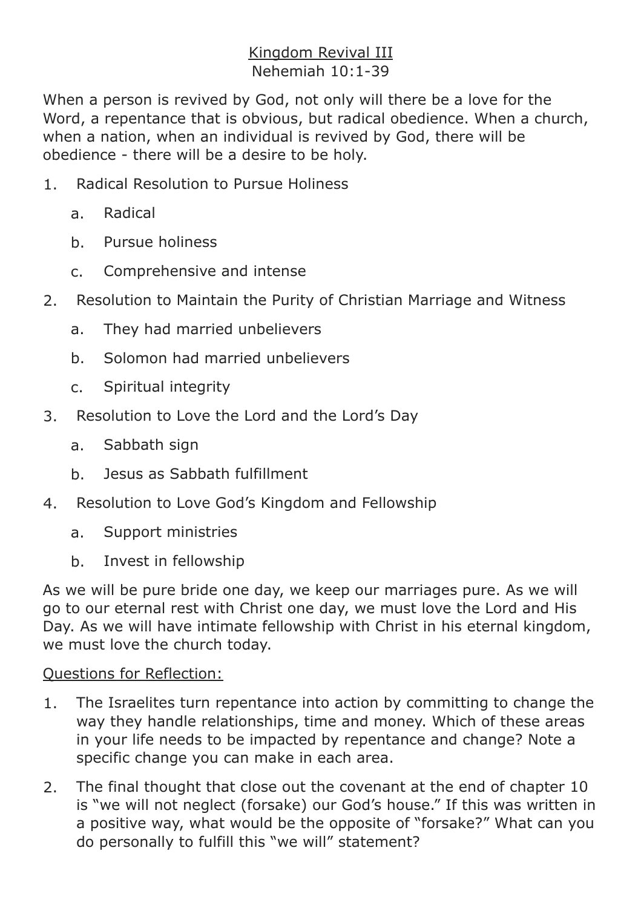# Kingdom Revival III
## Nehemiah 10:1-39

When a person is revived by God, not only will there be a love for the Word, a repentance that is obvious, but radical obedience. When a church, when a nation, when an individual is revived by God, there will be obedience - there will be a desire to be holy.

1. Radical Resolution to Pursue Holiness
    a. Radical
    b. Pursue holiness
    c. Comprehensive and intense
2. Resolution to Maintain the Purity of Christian Marriage and Witness
    a. They had married unbelievers
    b. Solomon had married unbelievers
    c. Spiritual integrity
3. Resolution to Love the Lord and the Lord's Day
    a. Sabbath sign
    b. Jesus as Sabbath fulfillment
4. Resolution to Love God's Kingdom and Fellowship
    a. Support ministries
    b. Invest in fellowship

As we will be pure bride one day, we keep our marriages pure. As we will go to our eternal rest with Christ one day, we must love the Lord and His Day. As we will have intimate fellowship with Christ in his eternal kingdom, we must love the church today.

Questions for Reflection:

1. The Israelites turn repentance into action by committing to change the way they handle relationships, time and money. Which of these areas in your life needs to be impacted by repentance and change? Note a specific change you can make in each area.
2. The final thought that close out the covenant at the end of chapter 10 is "we will not neglect (forsake) our God's house." If this was written in a positive way, what would be the opposite of "forsake?" What can you do personally to fulfill this "we will" statement?